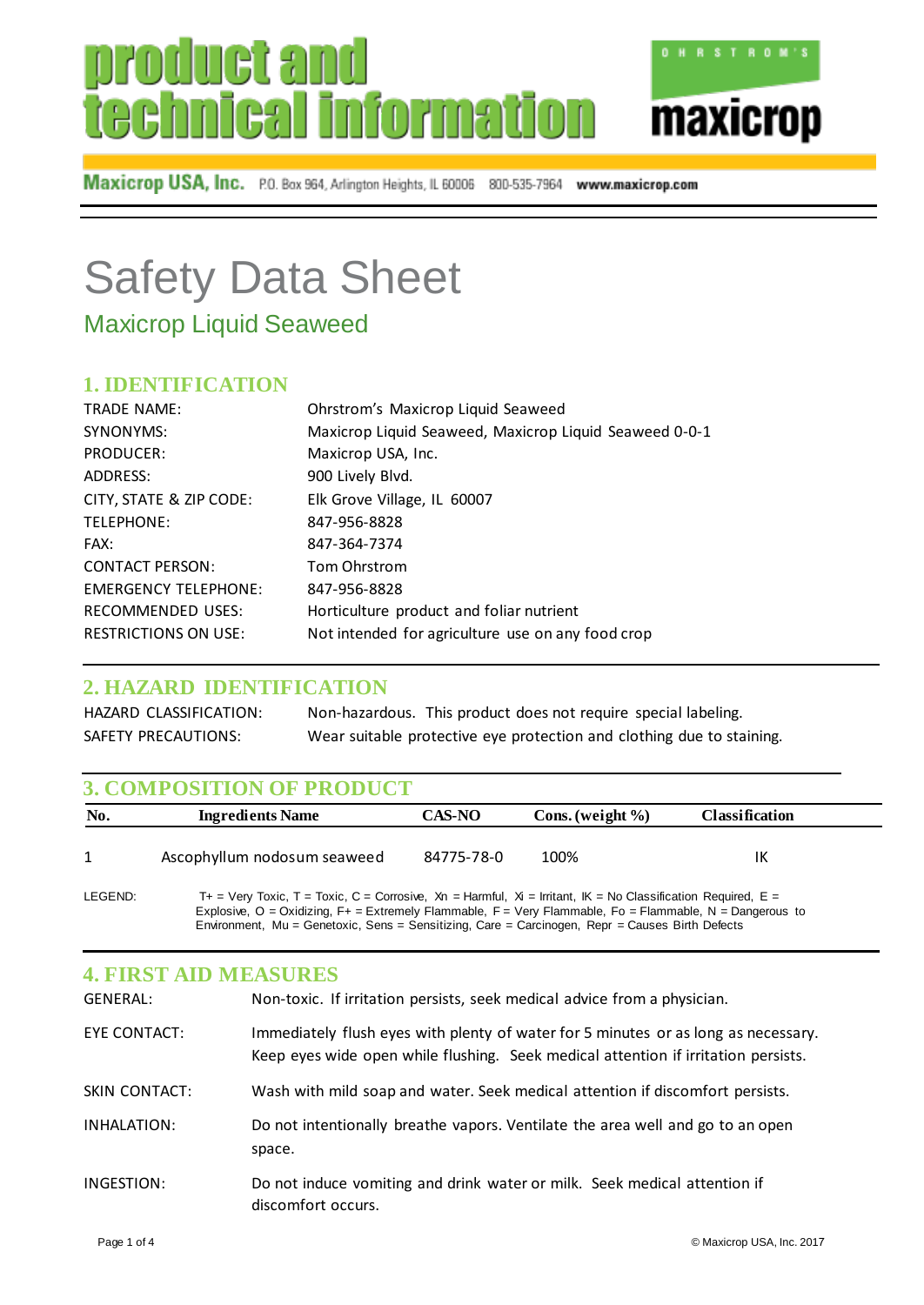# product and technical information

OHRSTROM'S **maxicrop**

**Maxicrop USA, Inc.** P.O. Box 964, Arlington Heights, IL 60006 800-535-7964 **www.maxicrop.com**

# Safety Data Sheet

## Maxicrop Liquid Seaweed

### 1. IDENTIFICATION

| | |
|---|---|
| TRADE NAME: | Ohrstrom's Maxicrop Liquid Seaweed |
| SYNONYMS: | Maxicrop Liquid Seaweed, Maxicrop Liquid Seaweed 0-0-1 |
| PRODUCER: | Maxicrop USA, Inc. |
| ADDRESS: | 900 Lively Blvd. |
| CITY, STATE & ZIP CODE: | Elk Grove Village, IL 60007 |
| TELEPHONE: | 847-956-8828 |
| FAX: | 847-364-7374 |
| CONTACT PERSON: | Tom Ohrstrom |
| EMERGENCY TELEPHONE: | 847-956-8828 |
| RECOMMENDED USES: | Horticulture product and foliar nutrient |
| RESTRICTIONS ON USE: | Not intended for agriculture use on any food crop |

### 2. HAZARD IDENTIFICATION

| | |
|---|---|
| HAZARD CLASSIFICATION: | Non-hazardous. This product does not require special labeling. |
| SAFETY PRECAUTIONS: | Wear suitable protective eye protection and clothing due to staining. |

### 3. COMPOSITION OF PRODUCT

| No. | Ingredients Name | CAS-NO | Cons. (weight %) | Classification |
|---|---|---|---|---|
| 1 | Ascophyllum nodosum seaweed | 84775-78-0 | 100% | IK |

LEGEND: T+ = Very Toxic, T = Toxic, C = Corrosive, Xn = Harmful, Xi = Irritant, IK = No Classification Required, E = Explosive, O = Oxidizing, F+ = Extremely Flammable, F = Very Flammable, Fo = Flammable, N = Dangerous to Environment, Mu = Genetoxic, Sens = Sensitizing, Care = Carcinogen, Repr = Causes Birth Defects

### 4. FIRST AID MEASURES

| | |
|---|---|
| GENERAL: | Non-toxic. If irritation persists, seek medical advice from a physician. |
| EYE CONTACT: | Immediately flush eyes with plenty of water for 5 minutes or as long as necessary. Keep eyes wide open while flushing. Seek medical attention if irritation persists. |
| SKIN CONTACT: | Wash with mild soap and water. Seek medical attention if discomfort persists. |
| INHALATION: | Do not intentionally breathe vapors. Ventilate the area well and go to an open space. |
| INGESTION: | Do not induce vomiting and drink water or milk. Seek medical attention if discomfort occurs. |

© Maxicrop USA, Inc. 2017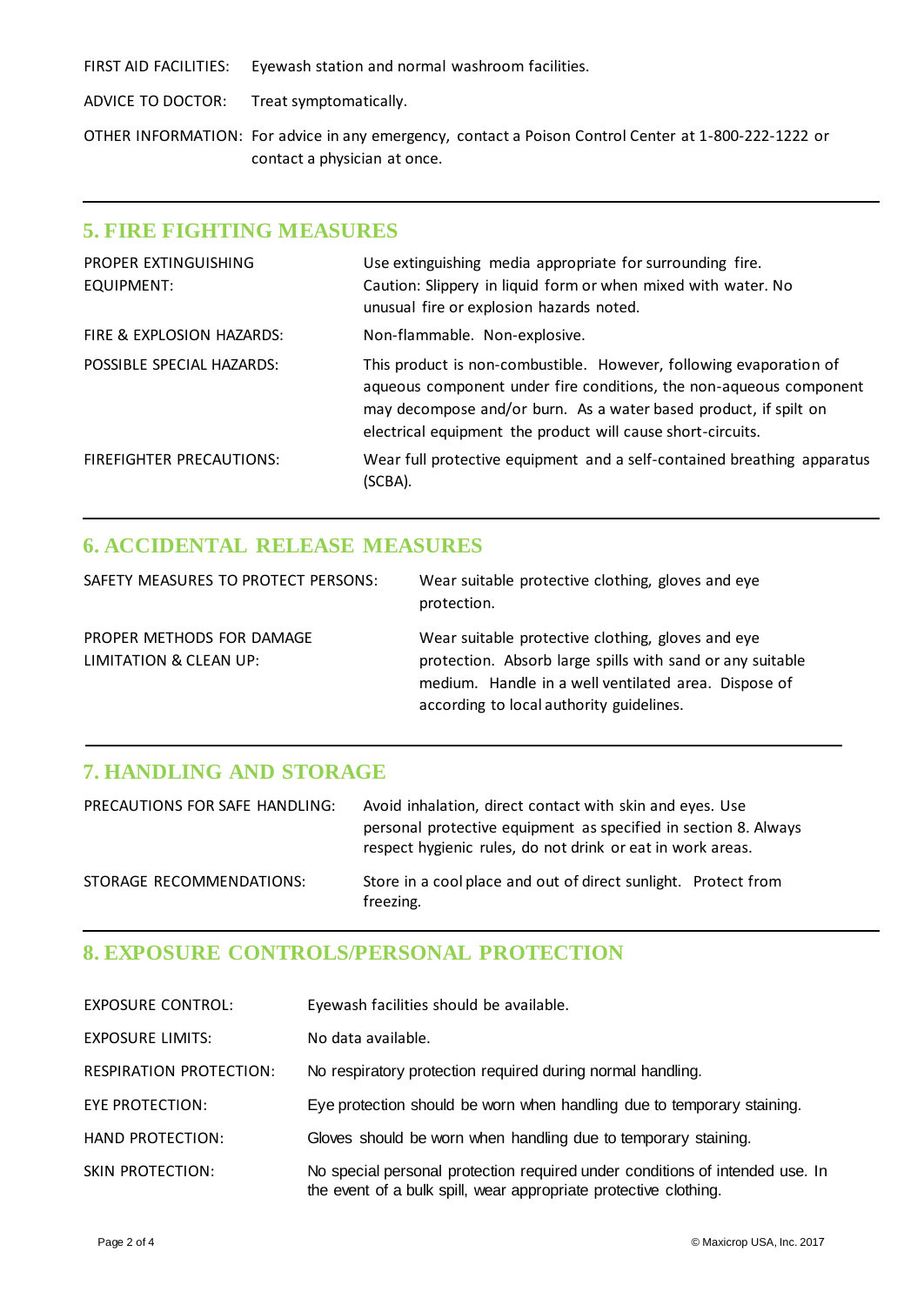| | |
|---|---|
| FIRST AID FACILITIES: | Eyewash station and normal washroom facilities. |
| ADVICE TO DOCTOR: | Treat symptomatically. |
| OTHER INFORMATION: | For advice in any emergency, contact a Poison Control Center at 1-800-222-1222 or contact a physician at once. |

## 5. FIRE FIGHTING MEASURES

| | |
|---|---|
| PROPER EXTINGUISHING EQUIPMENT: | Use extinguishing media appropriate for surrounding fire. Caution: Slippery in liquid form or when mixed with water. No unusual fire or explosion hazards noted. |
| FIRE & EXPLOSION HAZARDS: | Non-flammable. Non-explosive. |
| POSSIBLE SPECIAL HAZARDS: | This product is non-combustible. However, following evaporation of aqueous component under fire conditions, the non-aqueous component may decompose and/or burn. As a water based product, if spilt on electrical equipment the product will cause short-circuits. |
| FIREFIGHTER PRECAUTIONS: | Wear full protective equipment and a self-contained breathing apparatus (SCBA). |

## 6. ACCIDENTAL RELEASE MEASURES

| | |
|---|---|
| SAFETY MEASURES TO PROTECT PERSONS: | Wear suitable protective clothing, gloves and eye protection. |
| PROPER METHODS FOR DAMAGE LIMITATION & CLEAN UP: | Wear suitable protective clothing, gloves and eye protection. Absorb large spills with sand or any suitable medium. Handle in a well ventilated area. Dispose of according to local authority guidelines. |

## 7. HANDLING AND STORAGE

| | |
|---|---|
| PRECAUTIONS FOR SAFE HANDLING: | Avoid inhalation, direct contact with skin and eyes. Use personal protective equipment as specified in section 8. Always respect hygienic rules, do not drink or eat in work areas. |
| STORAGE RECOMMENDATIONS: | Store in a cool place and out of direct sunlight. Protect from freezing. |

## 8. EXPOSURE CONTROLS/PERSONAL PROTECTION

| | |
|---|---|
| EXPOSURE CONTROL: | Eyewash facilities should be available. |
| EXPOSURE LIMITS: | No data available. |
| RESPIRATION PROTECTION: | No respiratory protection required during normal handling. |
| EYE PROTECTION: | Eye protection should be worn when handling due to temporary staining. |
| HAND PROTECTION: | Gloves should be worn when handling due to temporary staining. |
| SKIN PROTECTION: | No special personal protection required under conditions of intended use. In the event of a bulk spill, wear appropriate protective clothing. |

© Maxicrop USA, Inc. 2017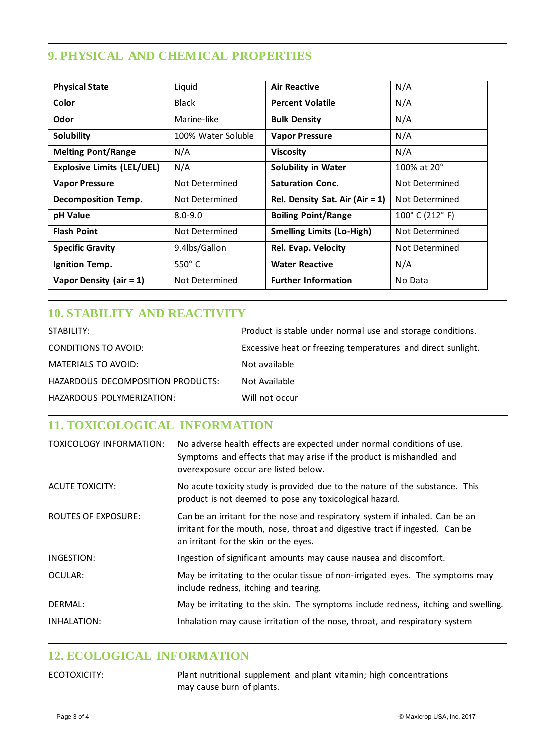## 9. PHYSICAL AND CHEMICAL PROPERTIES

| | | | |
|---|---|---|---|
| **Physical State** | Liquid | **Air Reactive** | N/A |
| **Color** | Black | **Percent Volatile** | N/A |
| **Odor** | Marine-like | **Bulk Density** | N/A |
| **Solubility** | 100% Water Soluble | **Vapor Pressure** | N/A |
| **Melting Pont/Range** | N/A | **Viscosity** | N/A |
| **Explosive Limits (LEL/UEL)** | N/A | **Solubility in Water** | 100% at 20° |
| **Vapor Pressure** | Not Determined | **Saturation Conc.** | Not Determined |
| **Decomposition Temp.** | Not Determined | **Rel. Density Sat. Air (Air = 1)** | Not Determined |
| **pH Value** | 8.0-9.0 | **Boiling Point/Range** | 100° C (212° F) |
| **Flash Point** | Not Determined | **Smelling Limits (Lo-High)** | Not Determined |
| **Specific Gravity** | 9.4lbs/Gallon | **Rel. Evap. Velocity** | Not Determined |
| **Ignition Temp.** | 550° C | **Water Reactive** | N/A |
| **Vapor Density (air = 1)** | Not Determined | **Further Information** | No Data |

## 10. STABILITY AND REACTIVITY

STABILITY: Product is stable under normal use and storage conditions.

CONDITIONS TO AVOID: Excessive heat or freezing temperatures and direct sunlight.

MATERIALS TO AVOID: Not available

HAZARDOUS DECOMPOSITION PRODUCTS: Not Available

HAZARDOUS POLYMERIZATION: Will not occur

## 11. TOXICOLOGICAL INFORMATION

TOXICOLOGY INFORMATION: No adverse health effects are expected under normal conditions of use. Symptoms and effects that may arise if the product is mishandled and overexposure occur are listed below.

ACUTE TOXICITY: No acute toxicity study is provided due to the nature of the substance. This product is not deemed to pose any toxicological hazard.

ROUTES OF EXPOSURE: Can be an irritant for the nose and respiratory system if inhaled. Can be an irritant for the mouth, nose, throat and digestive tract if ingested. Can be an irritant for the skin or the eyes.

INGESTION: Ingestion of significant amounts may cause nausea and discomfort.

OCULAR: May be irritating to the ocular tissue of non-irrigated eyes. The symptoms may include redness, itching and tearing.

DERMAL: May be irritating to the skin. The symptoms include redness, itching and swelling.

INHALATION: Inhalation may cause irritation of the nose, throat, and respiratory system

## 12. ECOLOGICAL INFORMATION

ECOTOXICITY: Plant nutritional supplement and plant vitamin; high concentrations may cause burn of plants.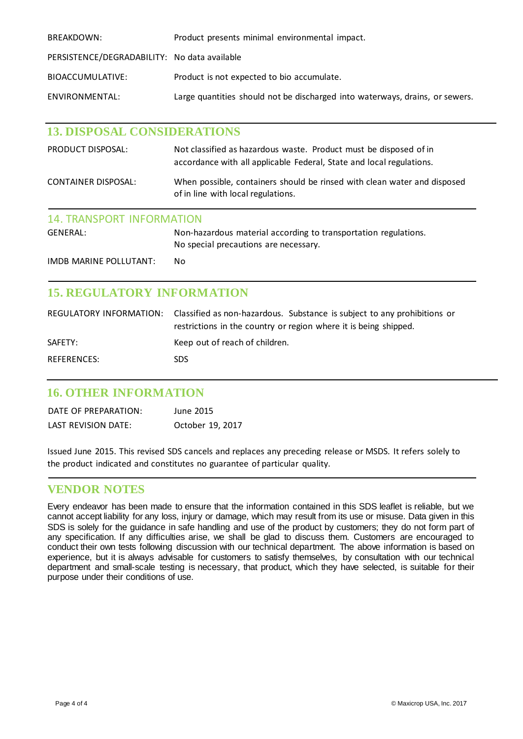| | |
|---|---|
| BREAKDOWN: | Product presents minimal environmental impact. |
| PERSISTENCE/DEGRADABILITY: | No data available |
| BIOACCUMULATIVE: | Product is not expected to bio accumulate. |
| ENVIRONMENTAL: | Large quantities should not be discharged into waterways, drains, or sewers. |

## 13. DISPOSAL CONSIDERATIONS

| | |
|---|---|
| PRODUCT DISPOSAL: | Not classified as hazardous waste. Product must be disposed of in accordance with all applicable Federal, State and local regulations. |
| CONTAINER DISPOSAL: | When possible, containers should be rinsed with clean water and disposed of in line with local regulations. |

## 14. TRANSPORT INFORMATION

| | |
|---|---|
| GENERAL: | Non-hazardous material according to transportation regulations. No special precautions are necessary. |
| IMDB MARINE POLLUTANT: | No |

## 15. REGULATORY INFORMATION

| | |
|---|---|
| REGULATORY INFORMATION: | Classified as non-hazardous. Substance is subject to any prohibitions or restrictions in the country or region where it is being shipped. |
| SAFETY: | Keep out of reach of children. |
| REFERENCES: | SDS |

## 16. OTHER INFORMATION

| | |
|---|---|
| DATE OF PREPARATION: | June 2015 |
| LAST REVISION DATE: | October 19, 2017 |

Issued June 2015. This revised SDS cancels and replaces any preceding release or MSDS. It refers solely to the product indicated and constitutes no guarantee of particular quality.

## VENDOR NOTES

Every endeavor has been made to ensure that the information contained in this SDS leaflet is reliable, but we cannot accept liability for any loss, injury or damage, which may result from its use or misuse. Data given in this SDS is solely for the guidance in safe handling and use of the product by customers; they do not form part of any specification. If any difficulties arise, we shall be glad to discuss them. Customers are encouraged to conduct their own tests following discussion with our technical department. The above information is based on experience, but it is always advisable for customers to satisfy themselves, by consultation with our technical department and small-scale testing is necessary, that product, which they have selected, is suitable for their purpose under their conditions of use.

© Maxicrop USA, Inc. 2017